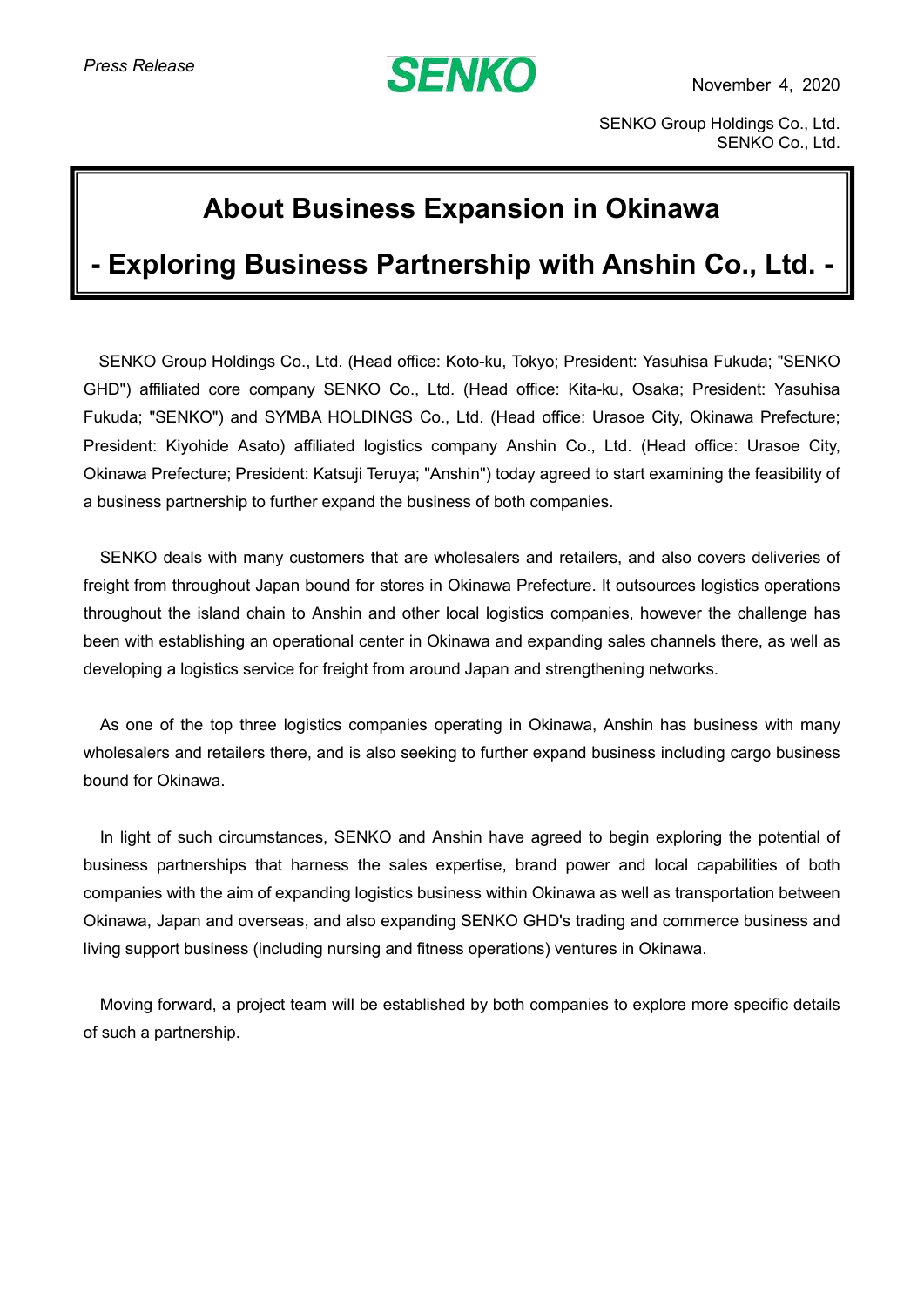*Press Release*

**SENKO**

November 4, 2020

SENKO Group Holdings Co., Ltd.
SENKO Co., Ltd.

# About Business Expansion in Okinawa

## - Exploring Business Partnership with Anshin Co., Ltd. -

SENKO Group Holdings Co., Ltd. (Head office: Koto-ku, Tokyo; President: Yasuhisa Fukuda; "SENKO GHD") affiliated core company SENKO Co., Ltd. (Head office: Kita-ku, Osaka; President: Yasuhisa Fukuda; "SENKO") and SYMBA HOLDINGS Co., Ltd. (Head office: Urasoe City, Okinawa Prefecture; President: Kiyohide Asato) affiliated logistics company Anshin Co., Ltd. (Head office: Urasoe City, Okinawa Prefecture; President: Katsuji Teruya; "Anshin") today agreed to start examining the feasibility of a business partnership to further expand the business of both companies.

SENKO deals with many customers that are wholesalers and retailers, and also covers deliveries of freight from throughout Japan bound for stores in Okinawa Prefecture. It outsources logistics operations throughout the island chain to Anshin and other local logistics companies, however the challenge has been with establishing an operational center in Okinawa and expanding sales channels there, as well as developing a logistics service for freight from around Japan and strengthening networks.

As one of the top three logistics companies operating in Okinawa, Anshin has business with many wholesalers and retailers there, and is also seeking to further expand business including cargo business bound for Okinawa.

In light of such circumstances, SENKO and Anshin have agreed to begin exploring the potential of business partnerships that harness the sales expertise, brand power and local capabilities of both companies with the aim of expanding logistics business within Okinawa as well as transportation between Okinawa, Japan and overseas, and also expanding SENKO GHD's trading and commerce business and living support business (including nursing and fitness operations) ventures in Okinawa.

Moving forward, a project team will be established by both companies to explore more specific details of such a partnership.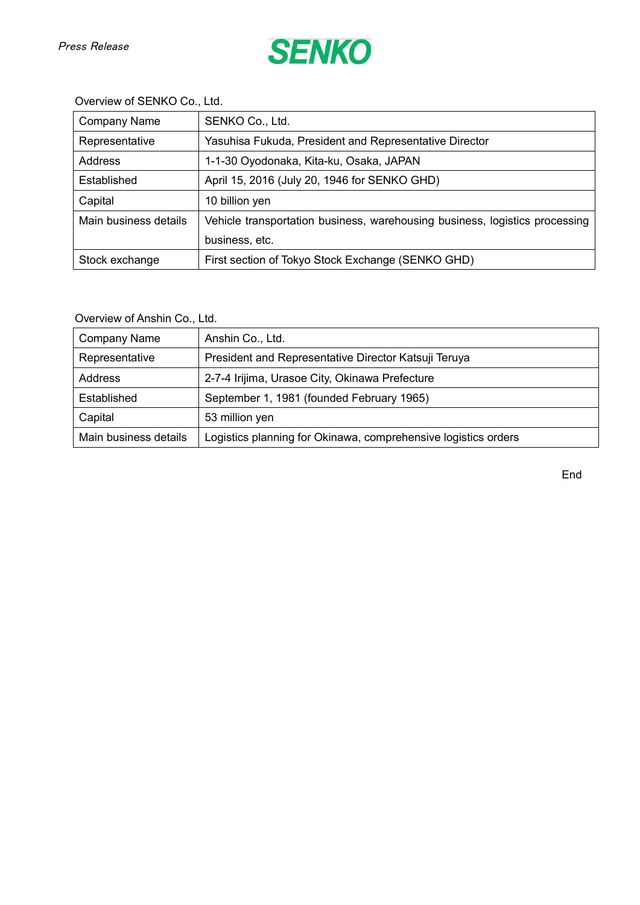Overview of SENKO Co., Ltd.

| | |
|---|---|
| Company Name | SENKO Co., Ltd. |
| Representative | Yasuhisa Fukuda, President and Representative Director |
| Address | 1-1-30 Oyodonaka, Kita-ku, Osaka, JAPAN |
| Established | April 15, 2016 (July 20, 1946 for SENKO GHD) |
| Capital | 10 billion yen |
| Main business details | Vehicle transportation business, warehousing business, logistics processing business, etc. |
| Stock exchange | First section of Tokyo Stock Exchange (SENKO GHD) |

Overview of Anshin Co., Ltd.

| | |
|---|---|
| Company Name | Anshin Co., Ltd. |
| Representative | President and Representative Director Katsuji Teruya |
| Address | 2-7-4 Irijima, Urasoe City, Okinawa Prefecture |
| Established | September 1, 1981 (founded February 1965) |
| Capital | 53 million yen |
| Main business details | Logistics planning for Okinawa, comprehensive logistics orders |

End